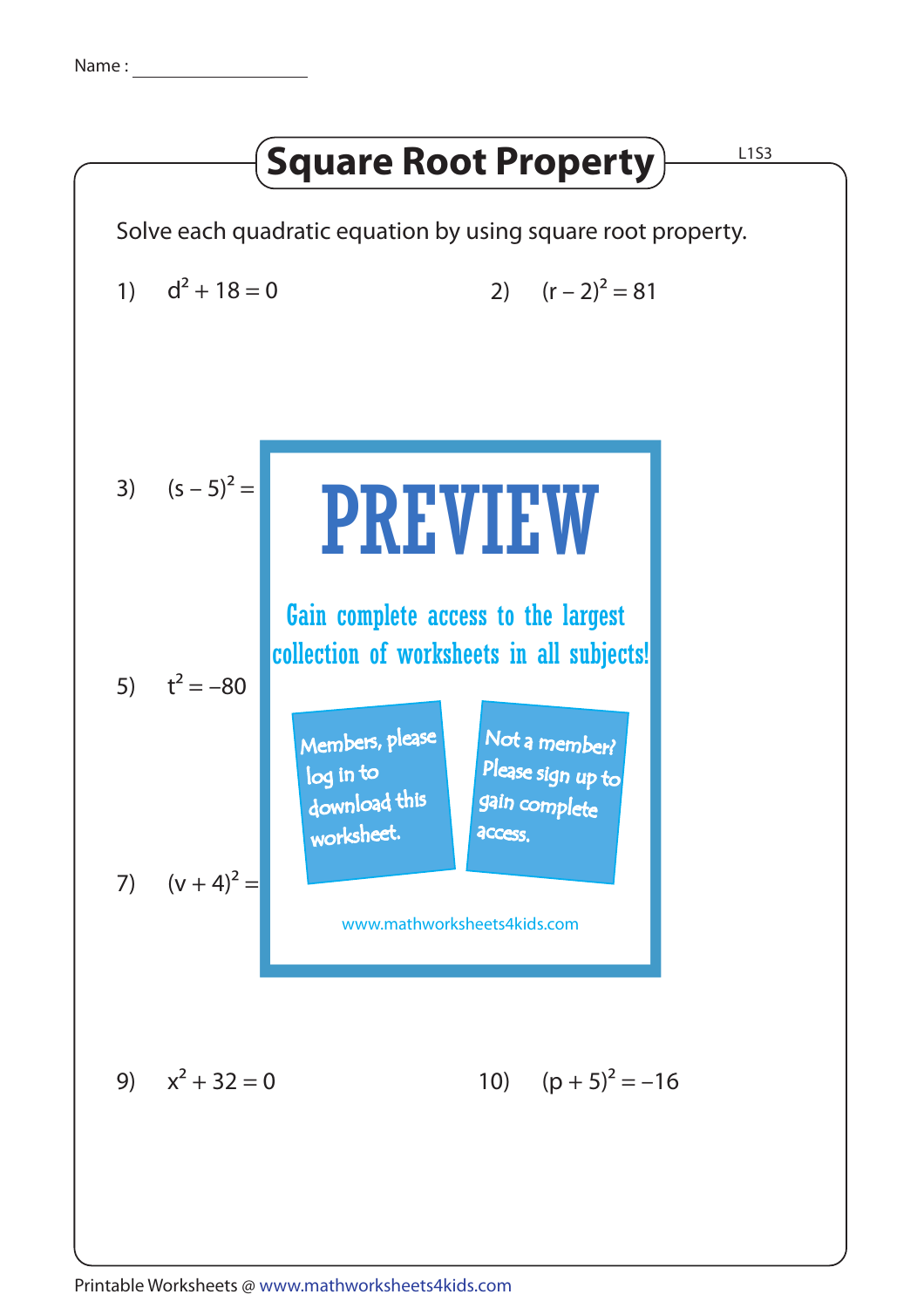Name : ____________________

# Square Root Property

L1S3

Solve each quadratic equation by using square root property.

1) $d^2 + 18 = 0$

2) $(r - 2)^2 = 81$

3) $(s - 5)^2 =$

5) $t^2 = -80$

7) $(v + 4)^2 =$

PREVIEW

Gain complete access to the largest collection of worksheets in all subjects!

Members, please log in to download this worksheet.

Not a member? Please sign up to gain complete access.

www.mathworksheets4kids.com

9) $x^2 + 32 = 0$

10) $(p + 5)^2 = -16$

Printable Worksheets @ www.mathworksheets4kids.com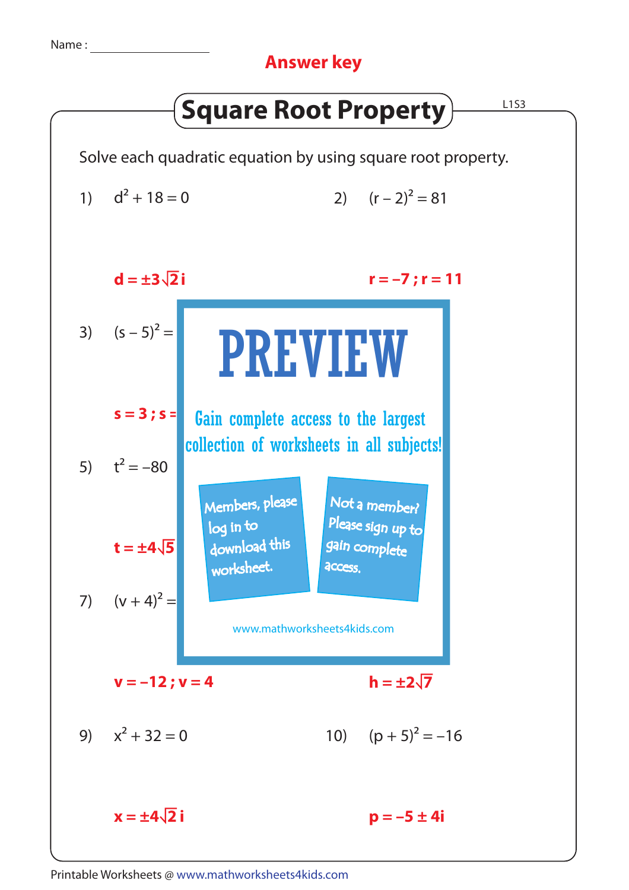Name : ____________________

**Answer key**

# Square Root Property

L1S3

Solve each quadratic equation by using square root property.

1) $d^2 + 18 = 0$

**$d = \pm 3\sqrt{2}\,i$**

2) $(r - 2)^2 = 81$

**$r = -7$ ; $r = 11$**

3) $(s - 5)^2 =$

**$s = 3$ ; $s =$**

5) $t^2 = -80$

**$t = \pm 4\sqrt{5}$**

7) $(v + 4)^2 =$

**$v = -12$ ; $v = 4$**

**$h = \pm 2\sqrt{7}$**

**PREVIEW**

Gain complete access to the largest collection of worksheets in all subjects!

Members, please log in to download this worksheet.

Not a member? Please sign up to gain complete access.

www.mathworksheets4kids.com

9) $x^2 + 32 = 0$

**$x = \pm 4\sqrt{2}\,i$**

10) $(p + 5)^2 = -16$

**$p = -5 \pm 4i$**

Printable Worksheets @ www.mathworksheets4kids.com